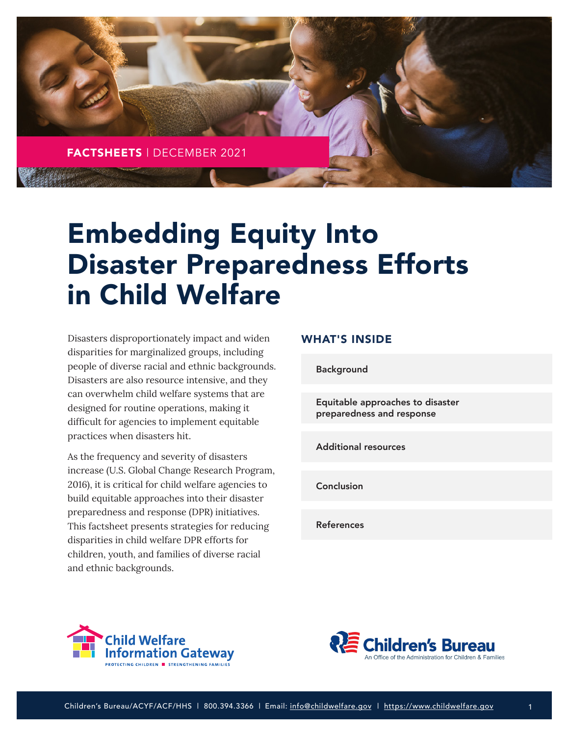FACTSHEETS | DECEMBER 2021

# Embedding Equity Into Disaster Preparedness Efforts in Child Welfare

Disasters disproportionately impact and widen disparities for marginalized groups, including people of diverse racial and ethnic backgrounds. Disasters are also resource intensive, and they can overwhelm child welfare systems that are designed for routine operations, making it difficult for agencies to implement equitable practices when disasters hit.

As the frequency and severity of disasters increase (U.S. Global Change Research Program, 2016), it is critical for child welfare agencies to build equitable approaches into their disaster preparedness and response (DPR) initiatives. This factsheet presents strategies for reducing disparities in child welfare DPR efforts for children, youth, and families of diverse racial and ethnic backgrounds.

## WHAT'S INSIDE

- Background
- Equitable approaches to disaster preparedness and response
- Additional resources
- Conclusion
- References

Child Welfare Information Gateway — PROTECTING CHILDREN ■ STRENGTHENING FAMILIES

Children's Bureau — An Office of the Administration for Children & Families

Children's Bureau/ACYF/ACF/HHS | 800.394.3366 | Email: info@childwelfare.gov | https://www.childwelfare.gov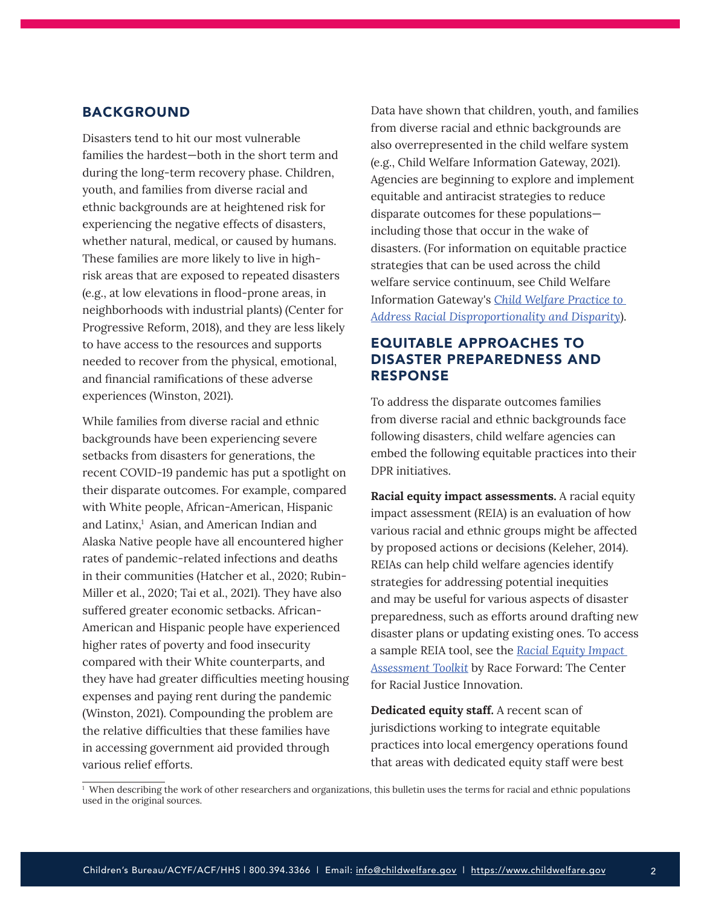## BACKGROUND

Disasters tend to hit our most vulnerable families the hardest—both in the short term and during the long-term recovery phase. Children, youth, and families from diverse racial and ethnic backgrounds are at heightened risk for experiencing the negative effects of disasters, whether natural, medical, or caused by humans. These families are more likely to live in high-risk areas that are exposed to repeated disasters (e.g., at low elevations in flood-prone areas, in neighborhoods with industrial plants) (Center for Progressive Reform, 2018), and they are less likely to have access to the resources and supports needed to recover from the physical, emotional, and financial ramifications of these adverse experiences (Winston, 2021).

While families from diverse racial and ethnic backgrounds have been experiencing severe setbacks from disasters for generations, the recent COVID-19 pandemic has put a spotlight on their disparate outcomes. For example, compared with White people, African-American, Hispanic and Latinx,[1] Asian, and American Indian and Alaska Native people have all encountered higher rates of pandemic-related infections and deaths in their communities (Hatcher et al., 2020; Rubin-Miller et al., 2020; Tai et al., 2021). They have also suffered greater economic setbacks. African-American and Hispanic people have experienced higher rates of poverty and food insecurity compared with their White counterparts, and they have had greater difficulties meeting housing expenses and paying rent during the pandemic (Winston, 2021). Compounding the problem are the relative difficulties that these families have in accessing government aid provided through various relief efforts.

Data have shown that children, youth, and families from diverse racial and ethnic backgrounds are also overrepresented in the child welfare system (e.g., Child Welfare Information Gateway, 2021). Agencies are beginning to explore and implement equitable and antiracist strategies to reduce disparate outcomes for these populations—including those that occur in the wake of disasters. (For information on equitable practice strategies that can be used across the child welfare service continuum, see Child Welfare Information Gateway's *Child Welfare Practice to Address Racial Disproportionality and Disparity*).

## EQUITABLE APPROACHES TO DISASTER PREPAREDNESS AND RESPONSE

To address the disparate outcomes families from diverse racial and ethnic backgrounds face following disasters, child welfare agencies can embed the following equitable practices into their DPR initiatives.

**Racial equity impact assessments.** A racial equity impact assessment (REIA) is an evaluation of how various racial and ethnic groups might be affected by proposed actions or decisions (Keleher, 2014). REIAs can help child welfare agencies identify strategies for addressing potential inequities and may be useful for various aspects of disaster preparedness, such as efforts around drafting new disaster plans or updating existing ones. To access a sample REIA tool, see the *Racial Equity Impact Assessment Toolkit* by Race Forward: The Center for Racial Justice Innovation.

**Dedicated equity staff.** A recent scan of jurisdictions working to integrate equitable practices into local emergency operations found that areas with dedicated equity staff were best

[1] When describing the work of other researchers and organizations, this bulletin uses the terms for racial and ethnic populations used in the original sources.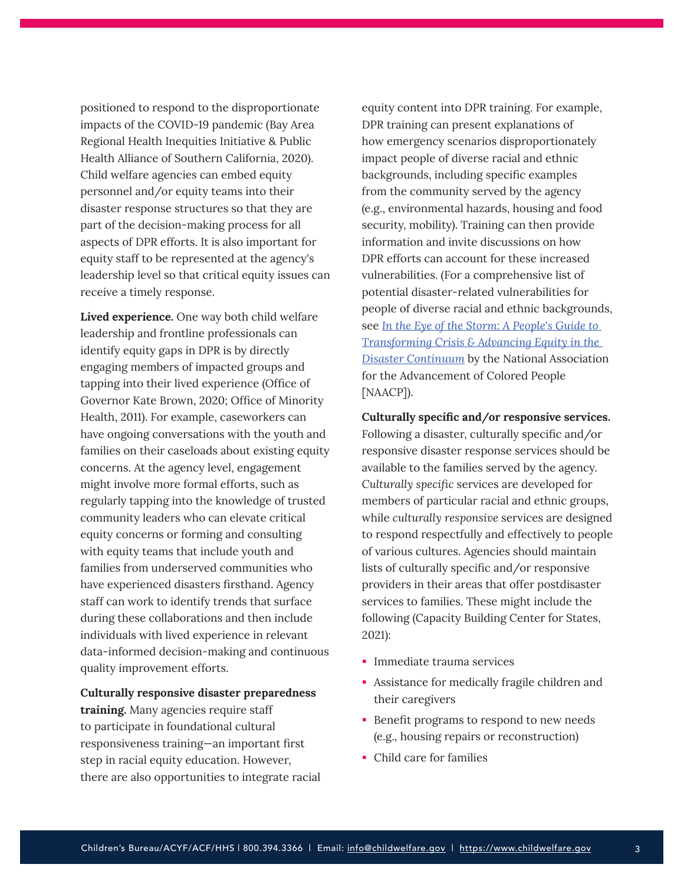positioned to respond to the disproportionate impacts of the COVID-19 pandemic (Bay Area Regional Health Inequities Initiative & Public Health Alliance of Southern California, 2020). Child welfare agencies can embed equity personnel and/or equity teams into their disaster response structures so that they are part of the decision-making process for all aspects of DPR efforts. It is also important for equity staff to be represented at the agency's leadership level so that critical equity issues can receive a timely response.

**Lived experience.** One way both child welfare leadership and frontline professionals can identify equity gaps in DPR is by directly engaging members of impacted groups and tapping into their lived experience (Office of Governor Kate Brown, 2020; Office of Minority Health, 2011). For example, caseworkers can have ongoing conversations with the youth and families on their caseloads about existing equity concerns. At the agency level, engagement might involve more formal efforts, such as regularly tapping into the knowledge of trusted community leaders who can elevate critical equity concerns or forming and consulting with equity teams that include youth and families from underserved communities who have experienced disasters firsthand. Agency staff can work to identify trends that surface during these collaborations and then include individuals with lived experience in relevant data-informed decision-making and continuous quality improvement efforts.

**Culturally responsive disaster preparedness training.** Many agencies require staff to participate in foundational cultural responsiveness training—an important first step in racial equity education. However, there are also opportunities to integrate racial equity content into DPR training. For example, DPR training can present explanations of how emergency scenarios disproportionately impact people of diverse racial and ethnic backgrounds, including specific examples from the community served by the agency (e.g., environmental hazards, housing and food security, mobility). Training can then provide information and invite discussions on how DPR efforts can account for these increased vulnerabilities. (For a comprehensive list of potential disaster-related vulnerabilities for people of diverse racial and ethnic backgrounds, see [*In the Eye of the Storm: A People's Guide to Transforming Crisis & Advancing Equity in the Disaster Continuum*]() by the National Association for the Advancement of Colored People [NAACP]).

**Culturally specific and/or responsive services.** Following a disaster, culturally specific and/or responsive disaster response services should be available to the families served by the agency. *Culturally specific* services are developed for members of particular racial and ethnic groups, while *culturally responsive* services are designed to respond respectfully and effectively to people of various cultures. Agencies should maintain lists of culturally specific and/or responsive providers in their areas that offer postdisaster services to families. These might include the following (Capacity Building Center for States, 2021):

- Immediate trauma services
- Assistance for medically fragile children and their caregivers
- Benefit programs to respond to new needs (e.g., housing repairs or reconstruction)
- Child care for families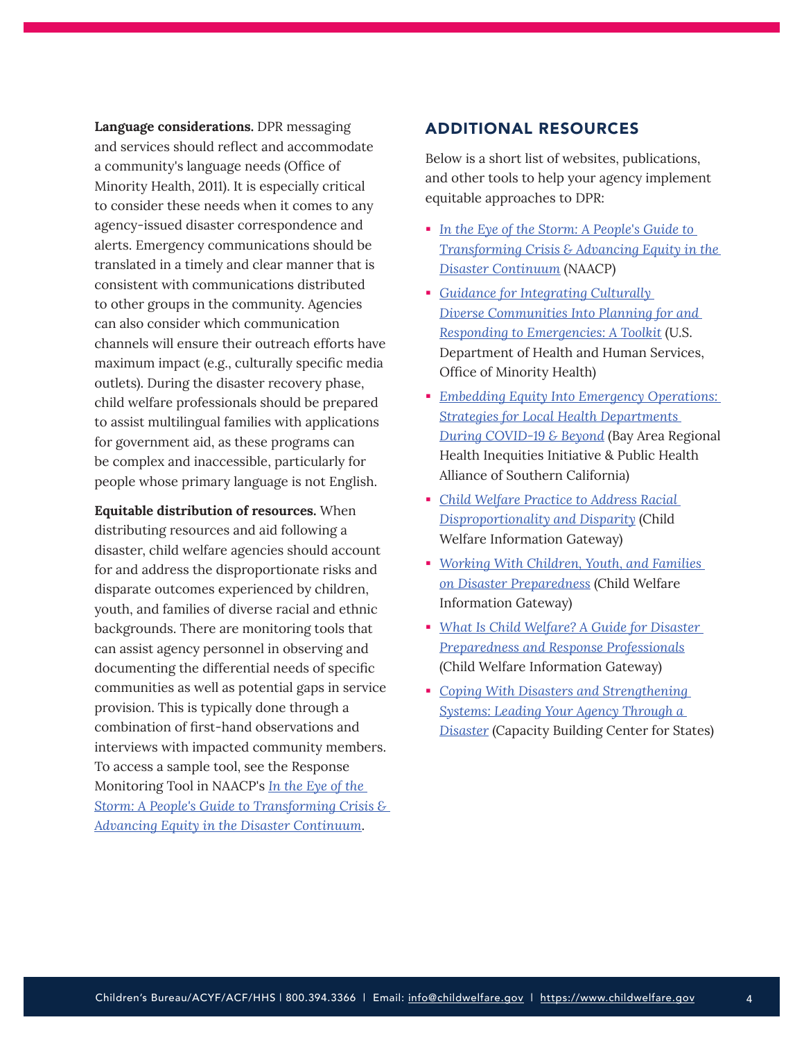**Language considerations.** DPR messaging and services should reflect and accommodate a community's language needs (Office of Minority Health, 2011). It is especially critical to consider these needs when it comes to any agency-issued disaster correspondence and alerts. Emergency communications should be translated in a timely and clear manner that is consistent with communications distributed to other groups in the community. Agencies can also consider which communication channels will ensure their outreach efforts have maximum impact (e.g., culturally specific media outlets). During the disaster recovery phase, child welfare professionals should be prepared to assist multilingual families with applications for government aid, as these programs can be complex and inaccessible, particularly for people whose primary language is not English.

**Equitable distribution of resources.** When distributing resources and aid following a disaster, child welfare agencies should account for and address the disproportionate risks and disparate outcomes experienced by children, youth, and families of diverse racial and ethnic backgrounds. There are monitoring tools that can assist agency personnel in observing and documenting the differential needs of specific communities as well as potential gaps in service provision. This is typically done through a combination of first-hand observations and interviews with impacted community members. To access a sample tool, see the Response Monitoring Tool in NAACP's *In the Eye of the Storm: A People's Guide to Transforming Crisis & Advancing Equity in the Disaster Continuum*.

## ADDITIONAL RESOURCES

Below is a short list of websites, publications, and other tools to help your agency implement equitable approaches to DPR:

- *In the Eye of the Storm: A People's Guide to Transforming Crisis & Advancing Equity in the Disaster Continuum* (NAACP)
- *Guidance for Integrating Culturally Diverse Communities Into Planning for and Responding to Emergencies: A Toolkit* (U.S. Department of Health and Human Services, Office of Minority Health)
- *Embedding Equity Into Emergency Operations: Strategies for Local Health Departments During COVID-19 & Beyond* (Bay Area Regional Health Inequities Initiative & Public Health Alliance of Southern California)
- *Child Welfare Practice to Address Racial Disproportionality and Disparity* (Child Welfare Information Gateway)
- *Working With Children, Youth, and Families on Disaster Preparedness* (Child Welfare Information Gateway)
- *What Is Child Welfare? A Guide for Disaster Preparedness and Response Professionals* (Child Welfare Information Gateway)
- *Coping With Disasters and Strengthening Systems: Leading Your Agency Through a Disaster* (Capacity Building Center for States)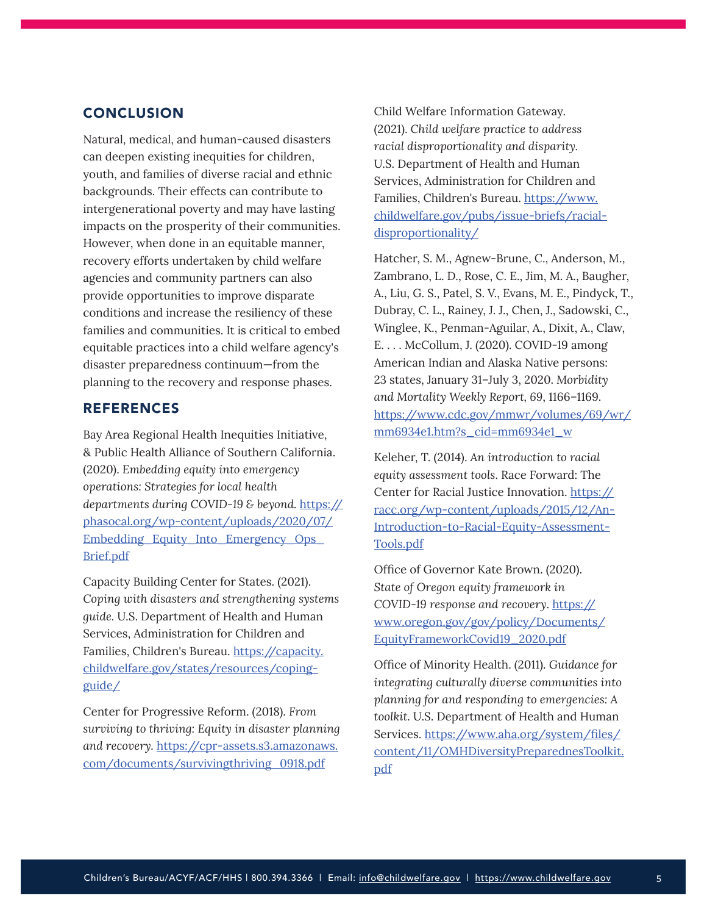## CONCLUSION

Natural, medical, and human-caused disasters can deepen existing inequities for children, youth, and families of diverse racial and ethnic backgrounds. Their effects can contribute to intergenerational poverty and may have lasting impacts on the prosperity of their communities. However, when done in an equitable manner, recovery efforts undertaken by child welfare agencies and community partners can also provide opportunities to improve disparate conditions and increase the resiliency of these families and communities. It is critical to embed equitable practices into a child welfare agency's disaster preparedness continuum—from the planning to the recovery and response phases.

## REFERENCES

Bay Area Regional Health Inequities Initiative, & Public Health Alliance of Southern California. (2020). *Embedding equity into emergency operations: Strategies for local health departments during COVID-19 & beyond.* https://phasocal.org/wp-content/uploads/2020/07/Embedding_Equity_Into_Emergency_Ops_Brief.pdf

Capacity Building Center for States. (2021). *Coping with disasters and strengthening systems guide.* U.S. Department of Health and Human Services, Administration for Children and Families, Children's Bureau. https://capacity.childwelfare.gov/states/resources/coping-guide/

Center for Progressive Reform. (2018). *From surviving to thriving: Equity in disaster planning and recovery.* https://cpr-assets.s3.amazonaws.com/documents/survivingthriving_0918.pdf

Child Welfare Information Gateway. (2021). *Child welfare practice to address racial disproportionality and disparity.* U.S. Department of Health and Human Services, Administration for Children and Families, Children's Bureau. https://www.childwelfare.gov/pubs/issue-briefs/racial-disproportionality/

Hatcher, S. M., Agnew-Brune, C., Anderson, M., Zambrano, L. D., Rose, C. E., Jim, M. A., Baugher, A., Liu, G. S., Patel, S. V., Evans, M. E., Pindyck, T., Dubray, C. L., Rainey, J. J., Chen, J., Sadowski, C., Winglee, K., Penman-Aguilar, A., Dixit, A., Claw, E. . . . McCollum, J. (2020). COVID-19 among American Indian and Alaska Native persons: 23 states, January 31–July 3, 2020. *Morbidity and Mortality Weekly Report*, 69, 1166–1169. https://www.cdc.gov/mmwr/volumes/69/wr/mm6934e1.htm?s_cid=mm6934e1_w

Keleher, T. (2014). *An introduction to racial equity assessment tools*. Race Forward: The Center for Racial Justice Innovation. https://racc.org/wp-content/uploads/2015/12/An-Introduction-to-Racial-Equity-Assessment-Tools.pdf

Office of Governor Kate Brown. (2020). *State of Oregon equity framework in COVID-19 response and recovery*. https://www.oregon.gov/gov/policy/Documents/EquityFrameworkCovid19_2020.pdf

Office of Minority Health. (2011). *Guidance for integrating culturally diverse communities into planning for and responding to emergencies: A toolkit.* U.S. Department of Health and Human Services. https://www.aha.org/system/files/content/11/OMHDiversityPreparednesToolkit.pdf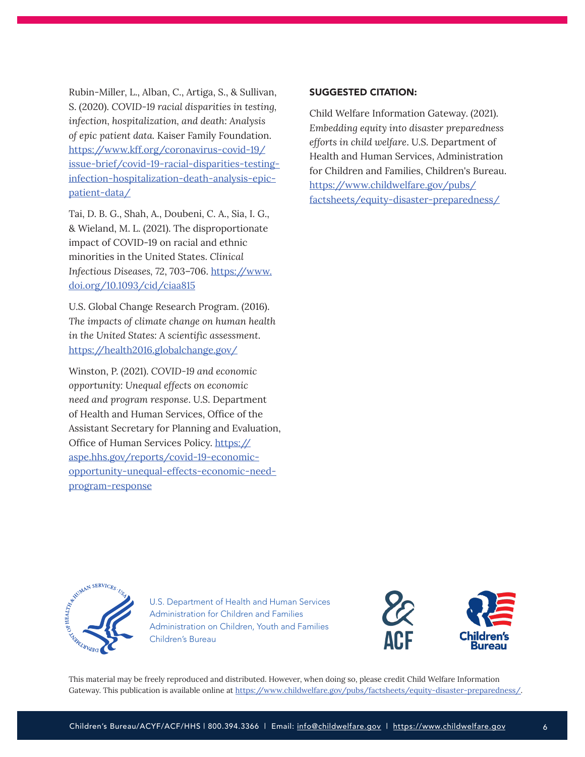Rubin-Miller, L., Alban, C., Artiga, S., & Sullivan, S. (2020). *COVID-19 racial disparities in testing, infection, hospitalization, and death: Analysis of epic patient data.* Kaiser Family Foundation. https://www.kff.org/coronavirus-covid-19/issue-brief/covid-19-racial-disparities-testing-infection-hospitalization-death-analysis-epic-patient-data/

Tai, D. B. G., Shah, A., Doubeni, C. A., Sia, I. G., & Wieland, M. L. (2021). The disproportionate impact of COVID-19 on racial and ethnic minorities in the United States. *Clinical Infectious Diseases*, 72, 703–706. https://www.doi.org/10.1093/cid/ciaa815

U.S. Global Change Research Program. (2016). *The impacts of climate change on human health in the United States: A scientific assessment*. https://health2016.globalchange.gov/

Winston, P. (2021). *COVID-19 and economic opportunity: Unequal effects on economic need and program response*. U.S. Department of Health and Human Services, Office of the Assistant Secretary for Planning and Evaluation, Office of Human Services Policy. https://aspe.hhs.gov/reports/covid-19-economic-opportunity-unequal-effects-economic-need-program-response

**SUGGESTED CITATION:**

Child Welfare Information Gateway. (2021). *Embedding equity into disaster preparedness efforts in child welfare*. U.S. Department of Health and Human Services, Administration for Children and Families, Children's Bureau. https://www.childwelfare.gov/pubs/factsheets/equity-disaster-preparedness/

U.S. Department of Health and Human Services
Administration for Children and Families
Administration on Children, Youth and Families
Children's Bureau

This material may be freely reproduced and distributed. However, when doing so, please credit Child Welfare Information Gateway. This publication is available online at https://www.childwelfare.gov/pubs/factsheets/equity-disaster-preparedness/.